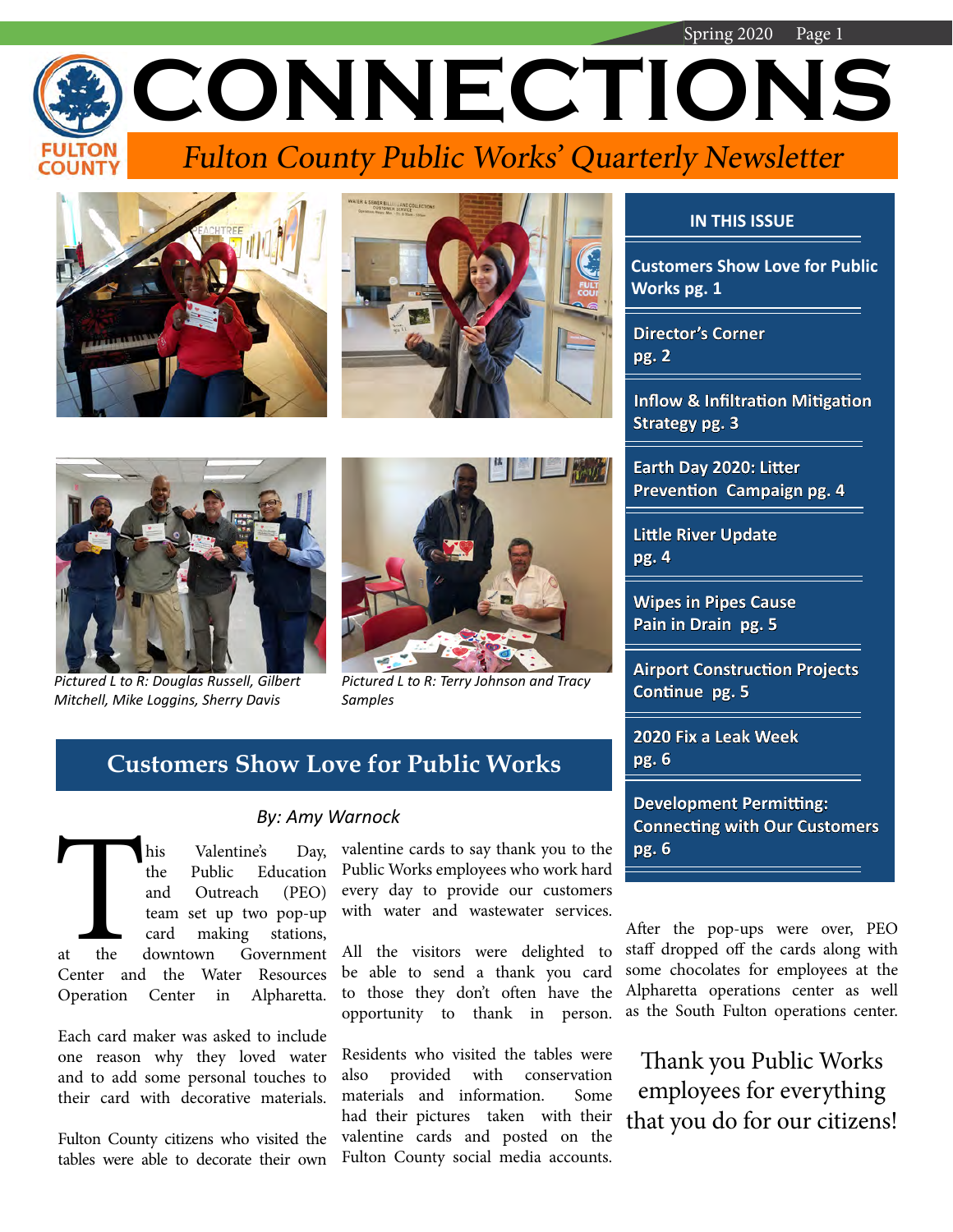# CONNECTIONS

*Fulton County Public Works' Quarterly Newsletter*

Pictured L to R: Douglas Russell, Gilbert Mitchell, Mike Loggins, Sherry Davis

Pictured L to R: Terry Johnson and Tracy Samples

**IN THIS ISSUE**

- **Customers Show Love for Public Works pg. 1**
- **Director's Corner pg. 2**
- **Inflow & Infiltration Mitigation Strategy pg. 3**
- **Earth Day 2020: Litter Prevention Campaign pg. 4**
- **Little River Update pg. 4**
- **Wipes in Pipes Cause Pain in Drain pg. 5**
- **Airport Construction Projects Continue pg. 5**
- **2020 Fix a Leak Week pg. 6**
- **Development Permitting: Connecting with Our Customers pg. 6**

## Customers Show Love for Public Works

*By: Amy Warnock*

This Valentine's Day, the Public Education and Outreach (PEO) team set up two pop-up card making stations, at the downtown Government Center and the Water Resources Operation Center in Alpharetta.

Each card maker was asked to include one reason why they loved water and to add some personal touches to their card with decorative materials.

Fulton County citizens who visited the tables were able to decorate their own valentine cards to say thank you to the Public Works employees who work hard every day to provide our customers with water and wastewater services.

All the visitors were delighted to be able to send a thank you card to those they don't often have the opportunity to thank in person.

Residents who visited the tables were also provided with conservation materials and information. Some had their pictures taken with their valentine cards and posted on the Fulton County social media accounts.

After the pop-ups were over, PEO staff dropped off the cards along with some chocolates for employees at the Alpharetta operations center as well as the South Fulton operations center.

Thank you Public Works employees for everything that you do for our citizens!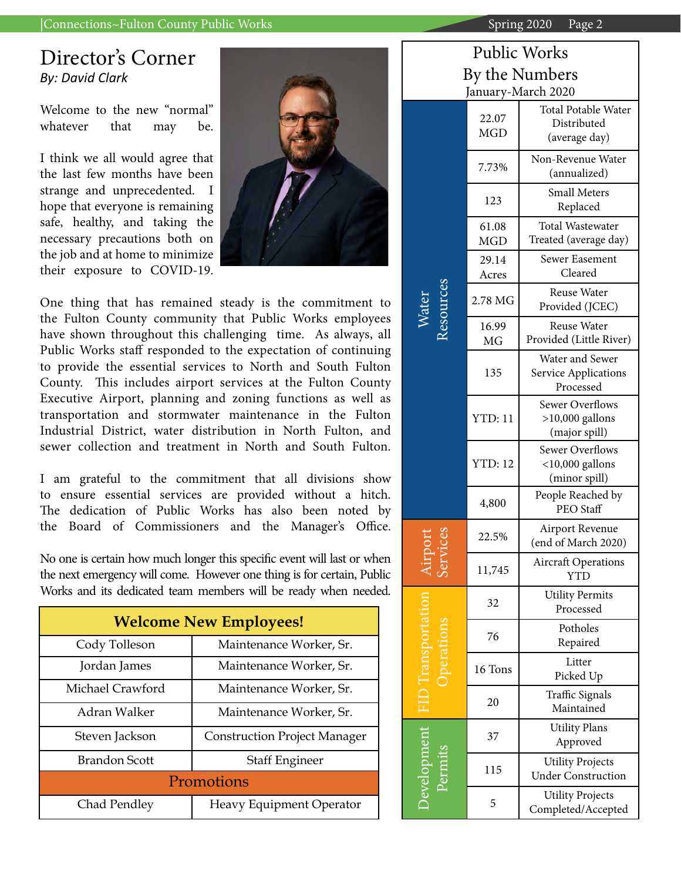# Director's Corner

*By: David Clark*

Welcome to the new "normal" whatever that may be.

I think we all would agree that the last few months have been strange and unprecedented. I hope that everyone is remaining safe, healthy, and taking the necessary precautions both on the job and at home to minimize their exposure to COVID-19.

One thing that has remained steady is the commitment to the Fulton County community that Public Works employees have shown throughout this challenging time. As always, all Public Works staff responded to the expectation of continuing to provide the essential services to North and South Fulton County. This includes airport services at the Fulton County Executive Airport, planning and zoning functions as well as transportation and stormwater maintenance in the Fulton Industrial District, water distribution in North Fulton, and sewer collection and treatment in North and South Fulton.

I am grateful to the commitment that all divisions show to ensure essential services are provided without a hitch. The dedication of Public Works has also been noted by the Board of Commissioners and the Manager's Office.

No one is certain how much longer this specific event will last or when the next emergency will come. However one thing is for certain, Public Works and its dedicated team members will be ready when needed.

| **Welcome New Employees!** | |
|---|---|
| Cody Tolleson | Maintenance Worker, Sr. |
| Jordan James | Maintenance Worker, Sr. |
| Michael Crawford | Maintenance Worker, Sr. |
| Adran Walker | Maintenance Worker, Sr. |
| Steven Jackson | Construction Project Manager |
| Brandon Scott | Staff Engineer |
| **Promotions** | |
| Chad Pendley | Heavy Equipment Operator |

## Public Works By the Numbers
January-March 2020

| Division | Value | Measure |
|---|---|---|
| Water Resources | 22.07 MGD | Total Potable Water Distributed (average day) |
| | 7.73% | Non-Revenue Water (annualized) |
| | 123 | Small Meters Replaced |
| | 61.08 MGD | Total Wastewater Treated (average day) |
| | 29.14 Acres | Sewer Easement Cleared |
| | 2.78 MG | Reuse Water Provided (JCEC) |
| | 16.99 MG | Reuse Water Provided (Little River) |
| | 135 | Water and Sewer Service Applications Processed |
| | YTD: 11 | Sewer Overflows >10,000 gallons (major spill) |
| | YTD: 12 | Sewer Overflows <10,000 gallons (minor spill) |
| | 4,800 | People Reached by PEO Staff |
| Airport Services | 22.5% | Airport Revenue (end of March 2020) |
| | 11,745 | Aircraft Operations YTD |
| FID Transportation Operations | 32 | Utility Permits Processed |
| | 76 | Potholes Repaired |
| | 16 Tons | Litter Picked Up |
| | 20 | Traffic Signals Maintained |
| Development Permits | 37 | Utility Plans Approved |
| | 115 | Utility Projects Under Construction |
| | 5 | Utility Projects Completed/Accepted |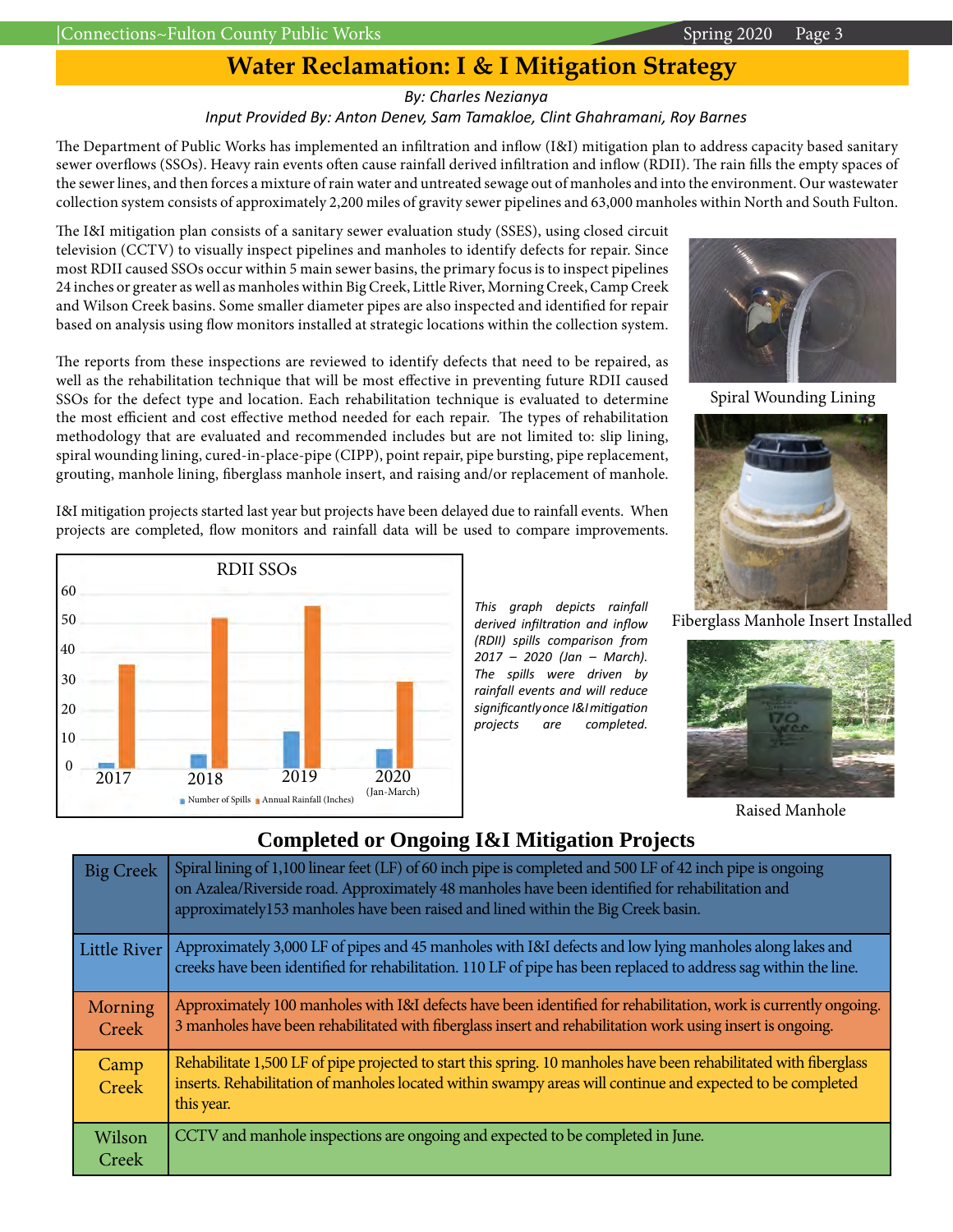# Water Reclamation: I & I Mitigation Strategy

*By: Charles Nezianya*

*Input Provided By: Anton Denev, Sam Tamakloe, Clint Ghahramani, Roy Barnes*

The Department of Public Works has implemented an infiltration and inflow (I&I) mitigation plan to address capacity based sanitary sewer overflows (SSOs). Heavy rain events often cause rainfall derived infiltration and inflow (RDII). The rain fills the empty spaces of the sewer lines, and then forces a mixture of rain water and untreated sewage out of manholes and into the environment. Our wastewater collection system consists of approximately 2,200 miles of gravity sewer pipelines and 63,000 manholes within North and South Fulton.

The I&I mitigation plan consists of a sanitary sewer evaluation study (SSES), using closed circuit television (CCTV) to visually inspect pipelines and manholes to identify defects for repair. Since most RDII caused SSOs occur within 5 main sewer basins, the primary focus is to inspect pipelines 24 inches or greater as well as manholes within Big Creek, Little River, Morning Creek, Camp Creek and Wilson Creek basins. Some smaller diameter pipes are also inspected and identified for repair based on analysis using flow monitors installed at strategic locations within the collection system.

The reports from these inspections are reviewed to identify defects that need to be repaired, as well as the rehabilitation technique that will be most effective in preventing future RDII caused SSOs for the defect type and location. Each rehabilitation technique is evaluated to determine the most efficient and cost effective method needed for each repair. The types of rehabilitation methodology that are evaluated and recommended includes but are not limited to: slip lining, spiral wounding lining, cured-in-place-pipe (CIPP), point repair, pipe bursting, pipe replacement, grouting, manhole lining, fiberglass manhole insert, and raising and/or replacement of manhole.

I&I mitigation projects started last year but projects have been delayed due to rainfall events. When projects are completed, flow monitors and rainfall data will be used to compare improvements.

Spiral Wounding Lining

Fiberglass Manhole Insert Installed

Raised Manhole

**RDII SSOs**

| Year | Number of Spills | Annual Rainfall (Inches) |
|---|---|---|
| 2017 | 2 | 36 |
| 2018 | 5 | 52 |
| 2019 | 13 | 56 |
| 2020 (Jan-March) | 7 | 30 |

*This graph depicts rainfall derived infiltration and inflow (RDII) spills comparison from 2017 – 2020 (Jan – March). The spills were driven by rainfall events and will reduce significantly once I&I mitigation projects are completed.*

## Completed or Ongoing I&I Mitigation Projects

| Basin | Project |
|---|---|
| Big Creek | Spiral lining of 1,100 linear feet (LF) of 60 inch pipe is completed and 500 LF of 42 inch pipe is ongoing on Azalea/Riverside road. Approximately 48 manholes have been identified for rehabilitation and approximately153 manholes have been raised and lined within the Big Creek basin. |
| Little River | Approximately 3,000 LF of pipes and 45 manholes with I&I defects and low lying manholes along lakes and creeks have been identified for rehabilitation. 110 LF of pipe has been replaced to address sag within the line. |
| Morning Creek | Approximately 100 manholes with I&I defects have been identified for rehabilitation, work is currently ongoing. 3 manholes have been rehabilitated with fiberglass insert and rehabilitation work using insert is ongoing. |
| Camp Creek | Rehabilitate 1,500 LF of pipe projected to start this spring. 10 manholes have been rehabilitated with fiberglass inserts. Rehabilitation of manholes located within swampy areas will continue and expected to be completed this year. |
| Wilson Creek | CCTV and manhole inspections are ongoing and expected to be completed in June. |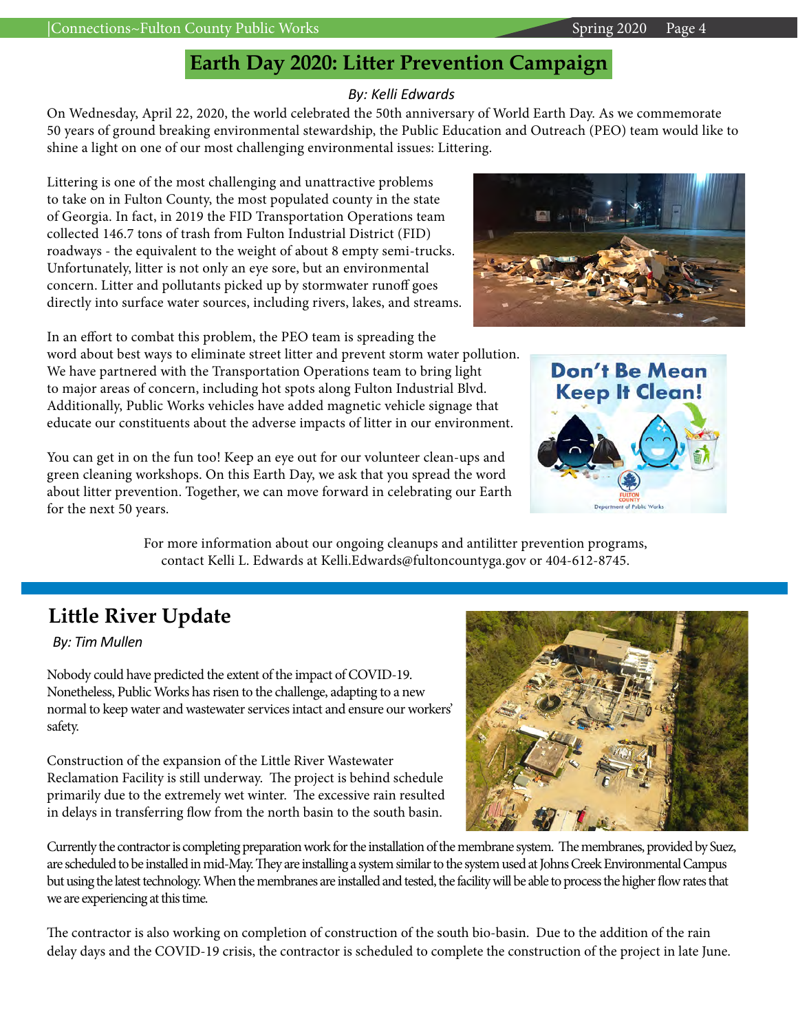## Earth Day 2020: Litter Prevention Campaign

*By: Kelli Edwards*

On Wednesday, April 22, 2020, the world celebrated the 50th anniversary of World Earth Day. As we commemorate 50 years of ground breaking environmental stewardship, the Public Education and Outreach (PEO) team would like to shine a light on one of our most challenging environmental issues: Littering.

Littering is one of the most challenging and unattractive problems to take on in Fulton County, the most populated county in the state of Georgia. In fact, in 2019 the FID Transportation Operations team collected 146.7 tons of trash from Fulton Industrial District (FID) roadways - the equivalent to the weight of about 8 empty semi-trucks. Unfortunately, litter is not only an eye sore, but an environmental concern. Litter and pollutants picked up by stormwater runoff goes directly into surface water sources, including rivers, lakes, and streams.

In an effort to combat this problem, the PEO team is spreading the word about best ways to eliminate street litter and prevent storm water pollution. We have partnered with the Transportation Operations team to bring light to major areas of concern, including hot spots along Fulton Industrial Blvd. Additionally, Public Works vehicles have added magnetic vehicle signage that educate our constituents about the adverse impacts of litter in our environment.

You can get in on the fun too! Keep an eye out for our volunteer clean-ups and green cleaning workshops. On this Earth Day, we ask that you spread the word about litter prevention. Together, we can move forward in celebrating our Earth for the next 50 years.

For more information about our ongoing cleanups and antilitter prevention programs, contact Kelli L. Edwards at Kelli.Edwards@fultoncountyga.gov or 404-612-8745.

## Little River Update

*By: Tim Mullen*

Nobody could have predicted the extent of the impact of COVID-19. Nonetheless, Public Works has risen to the challenge, adapting to a new normal to keep water and wastewater services intact and ensure our workers' safety.

Construction of the expansion of the Little River Wastewater Reclamation Facility is still underway. The project is behind schedule primarily due to the extremely wet winter. The excessive rain resulted in delays in transferring flow from the north basin to the south basin.

Currently the contractor is completing preparation work for the installation of the membrane system. The membranes, provided by Suez, are scheduled to be installed in mid-May. They are installing a system similar to the system used at Johns Creek Environmental Campus but using the latest technology. When the membranes are installed and tested, the facility will be able to process the higher flow rates that we are experiencing at this time.

The contractor is also working on completion of construction of the south bio-basin. Due to the addition of the rain delay days and the COVID-19 crisis, the contractor is scheduled to complete the construction of the project in late June.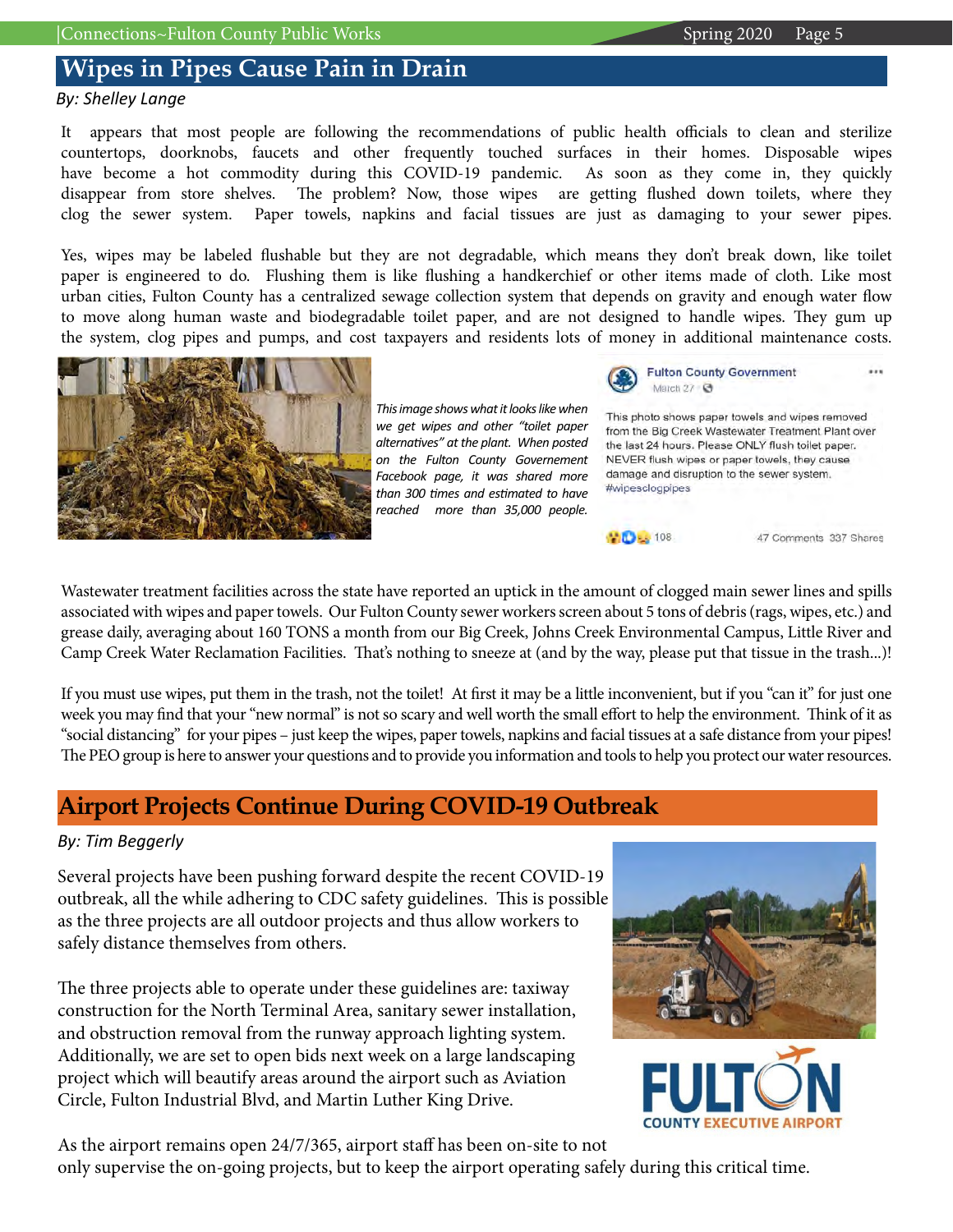## Wipes in Pipes Cause Pain in Drain

*By: Shelley Lange*

It appears that most people are following the recommendations of public health officials to clean and sterilize countertops, doorknobs, faucets and other frequently touched surfaces in their homes. Disposable wipes have become a hot commodity during this COVID-19 pandemic. As soon as they come in, they quickly disappear from store shelves. The problem? Now, those wipes are getting flushed down toilets, where they clog the sewer system. Paper towels, napkins and facial tissues are just as damaging to your sewer pipes.

Yes, wipes may be labeled flushable but they are not degradable, which means they don't break down, like toilet paper is engineered to do. Flushing them is like flushing a handkerchief or other items made of cloth. Like most urban cities, Fulton County has a centralized sewage collection system that depends on gravity and enough water flow to move along human waste and biodegradable toilet paper, and are not designed to handle wipes. They gum up the system, clog pipes and pumps, and cost taxpayers and residents lots of money in additional maintenance costs.

*This image shows what it looks like when we get wipes and other "toilet paper alternatives" at the plant. When posted on the Fulton County Governement Facebook page, it was shared more than 300 times and estimated to have reached more than 35,000 people.*

Fulton County Government
March 27

This photo shows paper towels and wipes removed from the Big Creek Wastewater Treatment Plant over the last 24 hours. Please ONLY flush toilet paper. NEVER flush wipes or paper towels, they cause damage and disruption to the sewer system. #wipesclogpipes

108 · 47 Comments 337 Shares

Wastewater treatment facilities across the state have reported an uptick in the amount of clogged main sewer lines and spills associated with wipes and paper towels. Our Fulton County sewer workers screen about 5 tons of debris (rags, wipes, etc.) and grease daily, averaging about 160 TONS a month from our Big Creek, Johns Creek Environmental Campus, Little River and Camp Creek Water Reclamation Facilities. That's nothing to sneeze at (and by the way, please put that tissue in the trash...)!

If you must use wipes, put them in the trash, not the toilet! At first it may be a little inconvenient, but if you "can it" for just one week you may find that your "new normal" is not so scary and well worth the small effort to help the environment. Think of it as "social distancing" for your pipes – just keep the wipes, paper towels, napkins and facial tissues at a safe distance from your pipes! The PEO group is here to answer your questions and to provide you information and tools to help you protect our water resources.

## Airport Projects Continue During COVID-19 Outbreak

*By: Tim Beggerly*

Several projects have been pushing forward despite the recent COVID-19 outbreak, all the while adhering to CDC safety guidelines. This is possible as the three projects are all outdoor projects and thus allow workers to safely distance themselves from others.

The three projects able to operate under these guidelines are: taxiway construction for the North Terminal Area, sanitary sewer installation, and obstruction removal from the runway approach lighting system. Additionally, we are set to open bids next week on a large landscaping project which will beautify areas around the airport such as Aviation Circle, Fulton Industrial Blvd, and Martin Luther King Drive.

FULTON COUNTY EXECUTIVE AIRPORT

As the airport remains open 24/7/365, airport staff has been on-site to not only supervise the on-going projects, but to keep the airport operating safely during this critical time.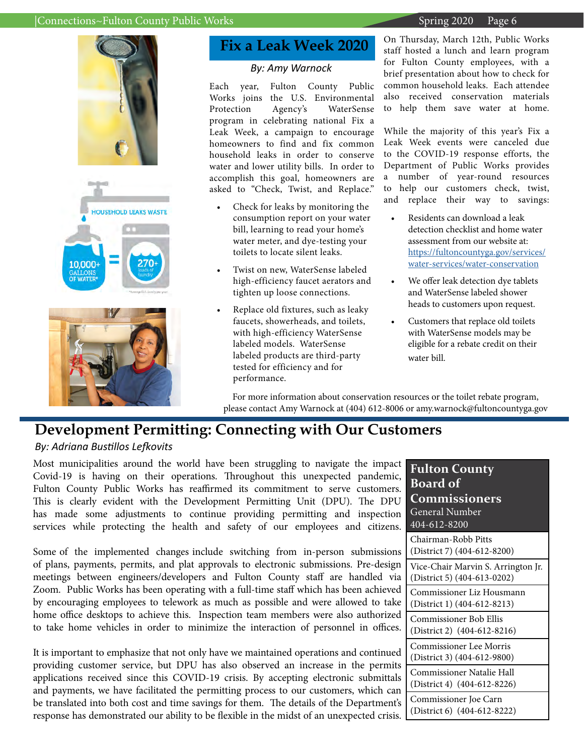# Fix a Leak Week 2020

*By: Amy Warnock*

Each year, Fulton County Public Works joins the U.S. Environmental Protection Agency's WaterSense program in celebrating national Fix a Leak Week, a campaign to encourage homeowners to find and fix common household leaks in order to conserve water and lower utility bills. In order to accomplish this goal, homeowners are asked to "Check, Twist, and Replace."

- Check for leaks by monitoring the consumption report on your water bill, learning to read your home's water meter, and dye-testing your toilets to locate silent leaks.
- Twist on new, WaterSense labeled high-efficiency faucet aerators and tighten up loose connections.
- Replace old fixtures, such as leaky faucets, showerheads, and toilets, with high-efficiency WaterSense labeled models. WaterSense labeled products are third-party tested for efficiency and for performance.

On Thursday, March 12th, Public Works staff hosted a lunch and learn program for Fulton County employees, with a brief presentation about how to check for common household leaks. Each attendee also received conservation materials to help them save water at home.

While the majority of this year's Fix a Leak Week events were canceled due to the COVID-19 response efforts, the Department of Public Works provides a number of year-round resources to help our customers check, twist, and replace their way to savings:

- Residents can download a leak detection checklist and home water assessment from our website at: https://fultoncountyga.gov/services/water-services/water-conservation
- We offer leak detection dye tablets and WaterSense labeled shower heads to customers upon request.
- Customers that replace old toilets with WaterSense models may be eligible for a rebate credit on their water bill.

For more information about conservation resources or the toilet rebate program, please contact Amy Warnock at (404) 612-8006 or amy.warnock@fultoncountyga.gov

# Development Permitting: Connecting with Our Customers

*By: Adriana Bustillos Lefkovits*

Most municipalities around the world have been struggling to navigate the impact Covid-19 is having on their operations. Throughout this unexpected pandemic, Fulton County Public Works has reaffirmed its commitment to serve customers. This is clearly evident with the Development Permitting Unit (DPU). The DPU has made some adjustments to continue providing permitting and inspection services while protecting the health and safety of our employees and citizens.

Some of the implemented changes include switching from in-person submissions of plans, payments, permits, and plat approvals to electronic submissions. Pre-design meetings between engineers/developers and Fulton County staff are handled via Zoom. Public Works has been operating with a full-time staff which has been achieved by encouraging employees to telework as much as possible and were allowed to take home office desktops to achieve this. Inspection team members were also authorized to take home vehicles in order to minimize the interaction of personnel in offices.

It is important to emphasize that not only have we maintained operations and continued providing customer service, but DPU has also observed an increase in the permits applications received since this COVID-19 crisis. By accepting electronic submittals and payments, we have facilitated the permitting process to our customers, which can be translated into both cost and time savings for them. The details of the Department's response has demonstrated our ability to be flexible in the midst of an unexpected crisis.

| **Fulton County Board of Commissioners**<br>General Number<br>404-612-8200 |
|---|
| Chairman Robb Pitts (District 7) (404-612-8200) |
| Vice-Chair Marvin S. Arrington Jr. (District 5) (404-613-0202) |
| Commissioner Liz Housmann (District 1) (404-612-8213) |
| Commissioner Bob Ellis (District 2) (404-612-8216) |
| Commissioner Lee Morris (District 3) (404-612-9800) |
| Commissioner Natalie Hall (District 4) (404-612-8226) |
| Commissioner Joe Carn (District 6) (404-612-8222) |